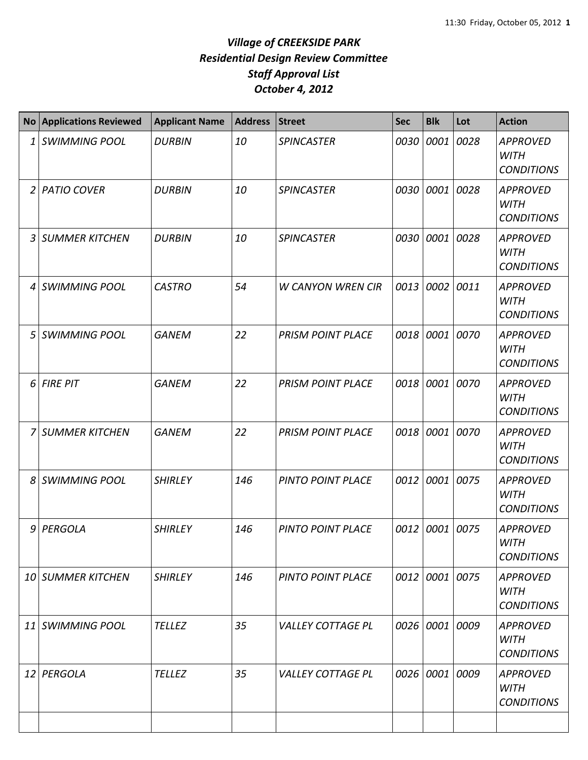# *Village of CREEKSIDE PARK*
## *Residential Design Review Committee*
## *Staff Approval List*
## *October 4, 2012*

| No | Applications Reviewed | Applicant Name | Address | Street | Sec | Blk | Lot | Action |
|---|---|---|---|---|---|---|---|---|
| 1 | *SWIMMING POOL* | *DURBIN* | *10* | *SPINCASTER* | *0030* | *0001* | *0028* | *APPROVED WITH CONDITIONS* |
| 2 | *PATIO COVER* | *DURBIN* | *10* | *SPINCASTER* | *0030* | *0001* | *0028* | *APPROVED WITH CONDITIONS* |
| 3 | *SUMMER KITCHEN* | *DURBIN* | *10* | *SPINCASTER* | *0030* | *0001* | *0028* | *APPROVED WITH CONDITIONS* |
| 4 | *SWIMMING POOL* | *CASTRO* | *54* | *W CANYON WREN CIR* | *0013* | *0002* | *0011* | *APPROVED WITH CONDITIONS* |
| 5 | *SWIMMING POOL* | *GANEM* | *22* | *PRISM POINT PLACE* | *0018* | *0001* | *0070* | *APPROVED WITH CONDITIONS* |
| 6 | *FIRE PIT* | *GANEM* | *22* | *PRISM POINT PLACE* | *0018* | *0001* | *0070* | *APPROVED WITH CONDITIONS* |
| 7 | *SUMMER KITCHEN* | *GANEM* | *22* | *PRISM POINT PLACE* | *0018* | *0001* | *0070* | *APPROVED WITH CONDITIONS* |
| 8 | *SWIMMING POOL* | *SHIRLEY* | *146* | *PINTO POINT PLACE* | *0012* | *0001* | *0075* | *APPROVED WITH CONDITIONS* |
| 9 | *PERGOLA* | *SHIRLEY* | *146* | *PINTO POINT PLACE* | *0012* | *0001* | *0075* | *APPROVED WITH CONDITIONS* |
| 10 | *SUMMER KITCHEN* | *SHIRLEY* | *146* | *PINTO POINT PLACE* | *0012* | *0001* | *0075* | *APPROVED WITH CONDITIONS* |
| 11 | *SWIMMING POOL* | *TELLEZ* | *35* | *VALLEY COTTAGE PL* | *0026* | *0001* | *0009* | *APPROVED WITH CONDITIONS* |
| 12 | *PERGOLA* | *TELLEZ* | *35* | *VALLEY COTTAGE PL* | *0026* | *0001* | *0009* | *APPROVED WITH CONDITIONS* |
| | | | | | | | | |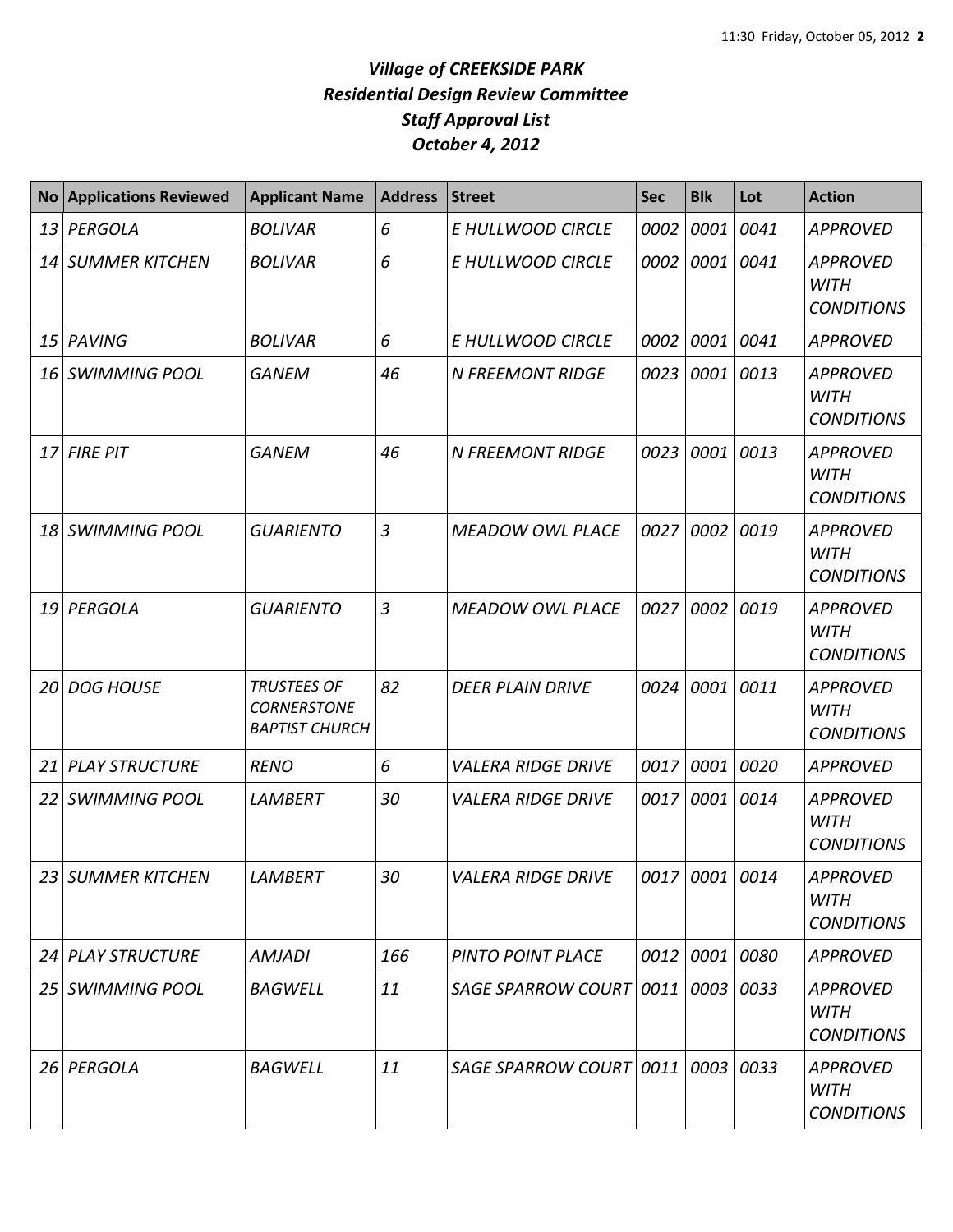# *Village of CREEKSIDE PARK*
## *Residential Design Review Committee*
## *Staff Approval List*
## *October 4, 2012*

| No | Applications Reviewed | Applicant Name | Address | Street | Sec | Blk | Lot | Action |
|---|---|---|---|---|---|---|---|---|
| *13* | *PERGOLA* | *BOLIVAR* | *6* | *E HULLWOOD CIRCLE* | *0002* | *0001* | *0041* | *APPROVED* |
| *14* | *SUMMER KITCHEN* | *BOLIVAR* | *6* | *E HULLWOOD CIRCLE* | *0002* | *0001* | *0041* | *APPROVED WITH CONDITIONS* |
| *15* | *PAVING* | *BOLIVAR* | *6* | *E HULLWOOD CIRCLE* | *0002* | *0001* | *0041* | *APPROVED* |
| *16* | *SWIMMING POOL* | *GANEM* | *46* | *N FREEMONT RIDGE* | *0023* | *0001* | *0013* | *APPROVED WITH CONDITIONS* |
| *17* | *FIRE PIT* | *GANEM* | *46* | *N FREEMONT RIDGE* | *0023* | *0001* | *0013* | *APPROVED WITH CONDITIONS* |
| *18* | *SWIMMING POOL* | *GUARIENTO* | *3* | *MEADOW OWL PLACE* | *0027* | *0002* | *0019* | *APPROVED WITH CONDITIONS* |
| *19* | *PERGOLA* | *GUARIENTO* | *3* | *MEADOW OWL PLACE* | *0027* | *0002* | *0019* | *APPROVED WITH CONDITIONS* |
| *20* | *DOG HOUSE* | *TRUSTEES OF CORNERSTONE BAPTIST CHURCH* | *82* | *DEER PLAIN DRIVE* | *0024* | *0001* | *0011* | *APPROVED WITH CONDITIONS* |
| *21* | *PLAY STRUCTURE* | *RENO* | *6* | *VALERA RIDGE DRIVE* | *0017* | *0001* | *0020* | *APPROVED* |
| *22* | *SWIMMING POOL* | *LAMBERT* | *30* | *VALERA RIDGE DRIVE* | *0017* | *0001* | *0014* | *APPROVED WITH CONDITIONS* |
| *23* | *SUMMER KITCHEN* | *LAMBERT* | *30* | *VALERA RIDGE DRIVE* | *0017* | *0001* | *0014* | *APPROVED WITH CONDITIONS* |
| *24* | *PLAY STRUCTURE* | *AMJADI* | *166* | *PINTO POINT PLACE* | *0012* | *0001* | *0080* | *APPROVED* |
| *25* | *SWIMMING POOL* | *BAGWELL* | *11* | *SAGE SPARROW COURT* | *0011* | *0003* | *0033* | *APPROVED WITH CONDITIONS* |
| *26* | *PERGOLA* | *BAGWELL* | *11* | *SAGE SPARROW COURT* | *0011* | *0003* | *0033* | *APPROVED WITH CONDITIONS* |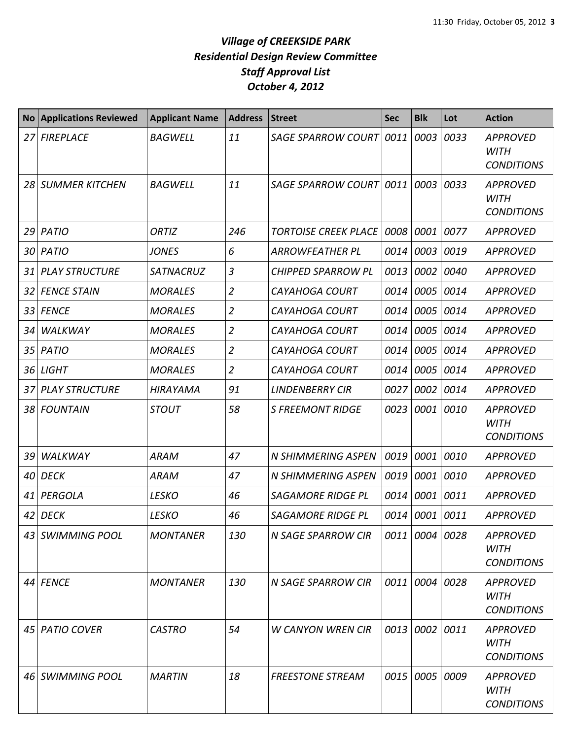# *Village of CREEKSIDE PARK*
# *Residential Design Review Committee*
# *Staff Approval List*
# *October 4, 2012*

| No | Applications Reviewed | Applicant Name | Address | Street | Sec | Blk | Lot | Action |
|---|---|---|---|---|---|---|---|---|
| *27* | *FIREPLACE* | *BAGWELL* | *11* | *SAGE SPARROW COURT* | *0011* | *0003* | *0033* | *APPROVED WITH CONDITIONS* |
| *28* | *SUMMER KITCHEN* | *BAGWELL* | *11* | *SAGE SPARROW COURT* | *0011* | *0003* | *0033* | *APPROVED WITH CONDITIONS* |
| *29* | *PATIO* | *ORTIZ* | *246* | *TORTOISE CREEK PLACE* | *0008* | *0001* | *0077* | *APPROVED* |
| *30* | *PATIO* | *JONES* | *6* | *ARROWFEATHER PL* | *0014* | *0003* | *0019* | *APPROVED* |
| *31* | *PLAY STRUCTURE* | *SATNACRUZ* | *3* | *CHIPPED SPARROW PL* | *0013* | *0002* | *0040* | *APPROVED* |
| *32* | *FENCE STAIN* | *MORALES* | *2* | *CAYAHOGA COURT* | *0014* | *0005* | *0014* | *APPROVED* |
| *33* | *FENCE* | *MORALES* | *2* | *CAYAHOGA COURT* | *0014* | *0005* | *0014* | *APPROVED* |
| *34* | *WALKWAY* | *MORALES* | *2* | *CAYAHOGA COURT* | *0014* | *0005* | *0014* | *APPROVED* |
| *35* | *PATIO* | *MORALES* | *2* | *CAYAHOGA COURT* | *0014* | *0005* | *0014* | *APPROVED* |
| *36* | *LIGHT* | *MORALES* | *2* | *CAYAHOGA COURT* | *0014* | *0005* | *0014* | *APPROVED* |
| *37* | *PLAY STRUCTURE* | *HIRAYAMA* | *91* | *LINDENBERRY CIR* | *0027* | *0002* | *0014* | *APPROVED* |
| *38* | *FOUNTAIN* | *STOUT* | *58* | *S FREEMONT RIDGE* | *0023* | *0001* | *0010* | *APPROVED WITH CONDITIONS* |
| *39* | *WALKWAY* | *ARAM* | *47* | *N SHIMMERING ASPEN* | *0019* | *0001* | *0010* | *APPROVED* |
| *40* | *DECK* | *ARAM* | *47* | *N SHIMMERING ASPEN* | *0019* | *0001* | *0010* | *APPROVED* |
| *41* | *PERGOLA* | *LESKO* | *46* | *SAGAMORE RIDGE PL* | *0014* | *0001* | *0011* | *APPROVED* |
| *42* | *DECK* | *LESKO* | *46* | *SAGAMORE RIDGE PL* | *0014* | *0001* | *0011* | *APPROVED* |
| *43* | *SWIMMING POOL* | *MONTANER* | *130* | *N SAGE SPARROW CIR* | *0011* | *0004* | *0028* | *APPROVED WITH CONDITIONS* |
| *44* | *FENCE* | *MONTANER* | *130* | *N SAGE SPARROW CIR* | *0011* | *0004* | *0028* | *APPROVED WITH CONDITIONS* |
| *45* | *PATIO COVER* | *CASTRO* | *54* | *W CANYON WREN CIR* | *0013* | *0002* | *0011* | *APPROVED WITH CONDITIONS* |
| *46* | *SWIMMING POOL* | *MARTIN* | *18* | *FREESTONE STREAM* | *0015* | *0005* | *0009* | *APPROVED WITH CONDITIONS* |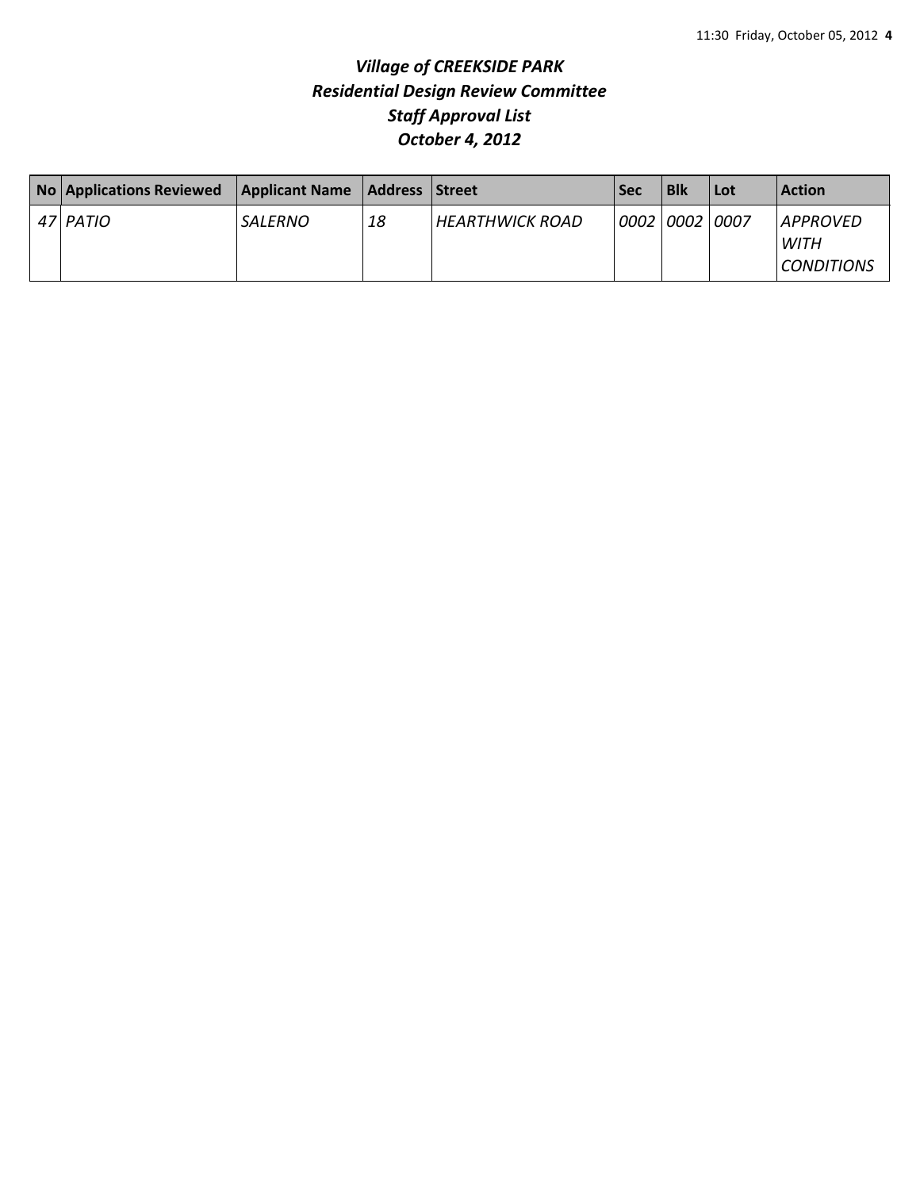# *Village of CREEKSIDE PARK*
## *Residential Design Review Committee*
## *Staff Approval List*
## *October 4, 2012*

| No | Applications Reviewed | Applicant Name | Address | Street | Sec | Blk | Lot | Action |
|---|---|---|---|---|---|---|---|---|
| *47* | *PATIO* | *SALERNO* | *18* | *HEARTHWICK ROAD* | *0002* | *0002* | *0007* | *APPROVED WITH CONDITIONS* |